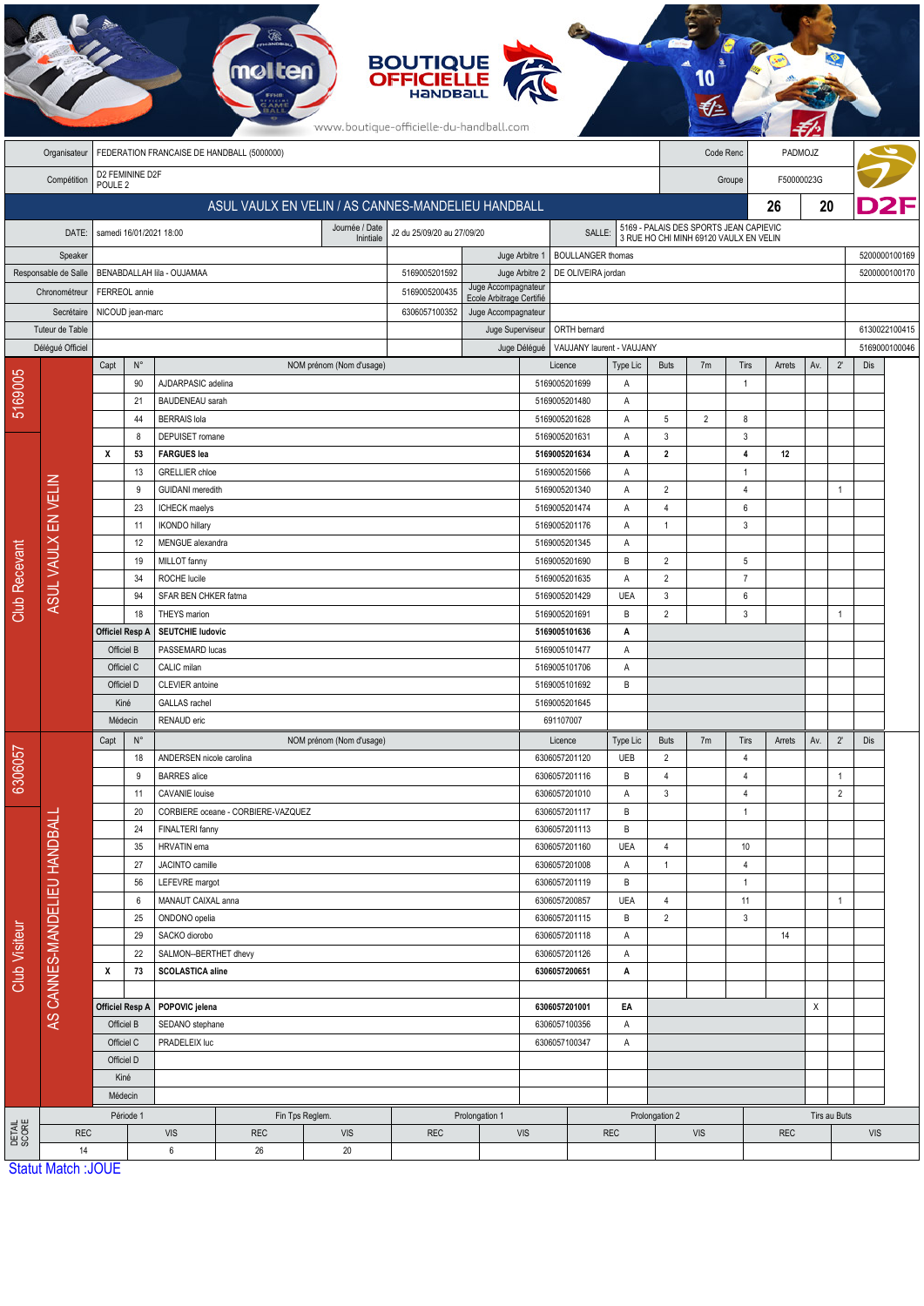BOUTIQUE OFFICIELLE HANDBALL
www.boutique-officielle-du-handball.com

| Organisateur | FEDERATION FRANCAISE DE HANDBALL (5000000) | Code Renc | PADMOJZ |
|---|---|---|---|
| Compétition | D2 FEMININE D2F POULE 2 | Groupe | F50000023G |

## ASUL VAULX EN VELIN / AS CANNES-MANDELIEU HANDBALL — 26 / 20 — D2F

| DATE: | samedi 16/01/2021 18:00 | Journée / Date Inintiale | J2 du 25/09/20 au 27/09/20 | SALLE: | 5169 - PALAIS DES SPORTS JEAN CAPIEVIC 3 RUE HO CHI MINH 69120 VAULX EN VELIN |
|---|---|---|---|---|---|

| | | | | | |
|---|---|---|---|---|---|
| Speaker | | | Juge Arbitre 1 | BOULLANGER thomas | 5200000100169 |
| Responsable de Salle | BENABDALLAH lila - OUJAMAA | 5169005201592 | Juge Arbitre 2 | DE OLIVEIRA jordan | 5200000100170 |
| Chronométreur | FERREOL annie | 5169005200435 | Juge Accompagnateur Ecole Arbitrage Certifié | | |
| Secrétaire | NICOUD jean-marc | 6306057100352 | Juge Accompagnateur | | |
| Tuteur de Table | | | Juge Superviseur | ORTH bernard | 6130022100415 |
| Délégué Officiel | | | Juge Délégué | VAUJANY laurent - VAUJANY | 5169000100046 |

### Club Recevant — 5169005 — ASUL VAULX EN VELIN

| Capt | N° | NOM prénom (Nom d'usage) | Licence | Type Lic | Buts | 7m | Tirs | Arrets | Av. | 2' | Dis |
|---|---|---|---|---|---|---|---|---|---|---|---|
| | 90 | AJDARPASIC adelina | 5169005201699 | A | | | 1 | | | | |
| | 21 | BAUDENEAU sarah | 5169005201480 | A | | | | | | | |
| | 44 | BERRAIS lola | 5169005201628 | A | 5 | 2 | 8 | | | | |
| | 8 | DEPUISET romane | 5169005201631 | A | 3 | | 3 | | | | |
| **X** | **53** | **FARGUES lea** | **5169005201634** | **A** | **2** | | **4** | **12** | | | |
| | 13 | GRELLIER chloe | 5169005201566 | A | | | 1 | | | | |
| | 9 | GUIDANI meredith | 5169005201340 | A | 2 | | 4 | | | 1 | |
| | 23 | ICHECK maelys | 5169005201474 | A | 4 | | 6 | | | | |
| | 11 | IKONDO hillary | 5169005201176 | A | 1 | | 3 | | | | |
| | 12 | MENGUE alexandra | 5169005201345 | A | | | | | | | |
| | 19 | MILLOT fanny | 5169005201690 | B | 2 | | 5 | | | | |
| | 34 | ROCHE lucile | 5169005201635 | A | 2 | | 7 | | | | |
| | 94 | SFAR BEN CHKER fatma | 5169005201429 | UEA | 3 | | 6 | | | | |
| | 18 | THEYS marion | 5169005201691 | B | 2 | | 3 | | | 1 | |
| **Officiel Resp A** | | **SEUTCHIE ludovic** | **5169005101636** | **A** | | | | | | | |
| Officiel B | | PASSEMARD lucas | 5169005101477 | A | | | | | | | |
| Officiel C | | CALIC milan | 5169005101706 | A | | | | | | | |
| Officiel D | | CLEVIER antoine | 5169005101692 | B | | | | | | | |
| Kiné | | GALLAS rachel | 5169005201645 | | | | | | | | |
| Médecin | | RENAUD eric | 691107007 | | | | | | | | |

### Club Visiteur — 6306057 — AS CANNES-MANDELIEU HANDBALL

| Capt | N° | NOM prénom (Nom d'usage) | Licence | Type Lic | Buts | 7m | Tirs | Arrets | Av. | 2' | Dis |
|---|---|---|---|---|---|---|---|---|---|---|---|
| | 18 | ANDERSEN nicole carolina | 6306057201120 | UEB | 2 | | 4 | | | | |
| | 9 | BARRES alice | 6306057201116 | B | 4 | | 4 | | | 1 | |
| | 11 | CAVANIE louise | 6306057201010 | A | 3 | | 4 | | | 2 | |
| | 20 | CORBIERE oceane - CORBIERE-VAZQUEZ | 6306057201117 | B | | | 1 | | | | |
| | 24 | FINALTERI fanny | 6306057201113 | B | | | | | | | |
| | 35 | HRVATIN ema | 6306057201160 | UEA | 4 | | 10 | | | | |
| | 27 | JACINTO camille | 6306057201008 | A | 1 | | 4 | | | | |
| | 56 | LEFEVRE margot | 6306057201119 | B | | | 1 | | | | |
| | 6 | MANAUT CAIXAL anna | 6306057200857 | UEA | 4 | | 11 | | | 1 | |
| | 25 | ONDONO opelia | 6306057201115 | B | 2 | | 3 | | | | |
| | 29 | SACKO diorobo | 6306057201118 | A | | | | 14 | | | |
| | 22 | SALMON--BERTHET dhevy | 6306057201126 | A | | | | | | | |
| **X** | **73** | **SCOLASTICA aline** | **6306057200651** | **A** | | | | | | | |
| | | | | | | | | | | | |
| **Officiel Resp A** | | **POPOVIC jelena** | **6306057201001** | **EA** | | | | | X | | |
| Officiel B | | SEDANO stephane | 6306057100356 | A | | | | | | | |
| Officiel C | | PRADELEIX luc | 6306057100347 | A | | | | | | | |
| Officiel D | | | | | | | | | | | |
| Kiné | | | | | | | | | | | |
| Médecin | | | | | | | | | | | |

### DETAIL SCORE

| Période 1 | | Fin Tps Reglem. | | Prolongation 1 | | Prolongation 2 | | Tirs au Buts | |
|---|---|---|---|---|---|---|---|---|---|
| REC | VIS | REC | VIS | REC | VIS | REC | VIS | REC | VIS |
| 14 | 6 | 26 | 20 | | | | | | |

Statut Match :JOUE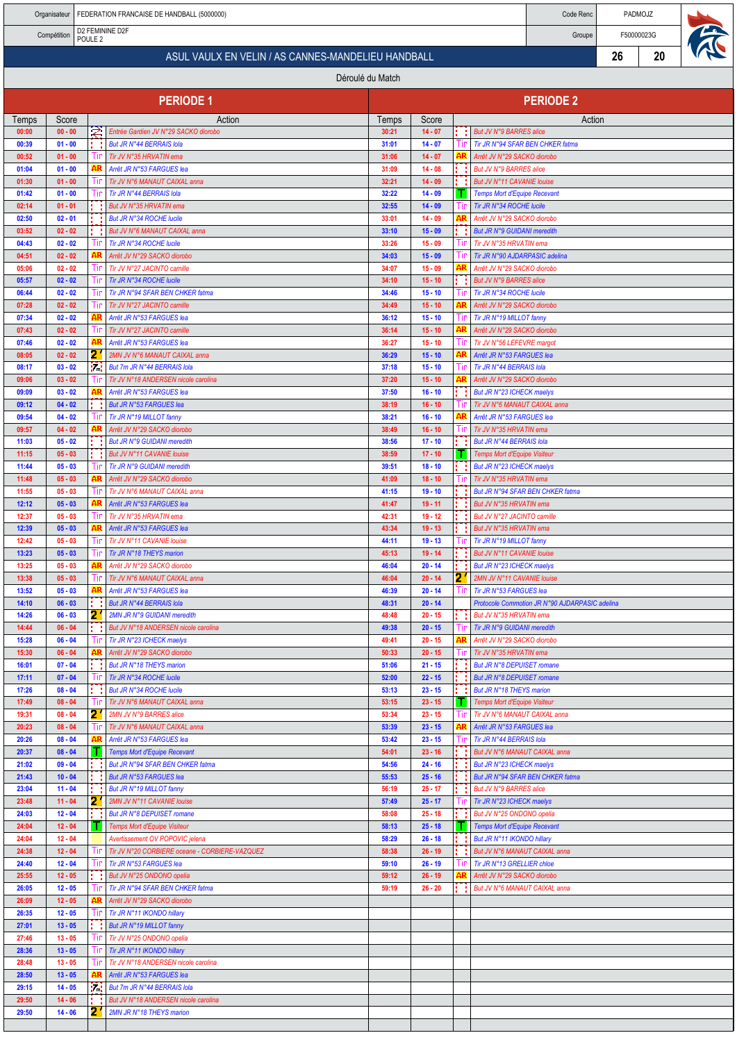| Organisateur | FEDERATION FRANCAISE DE HANDBALL (5000000) | Code Renc | PADMOJZ |
|---|---|---|---|
| Compétition | D2 FEMININE D2F POULE 2 | Groupe | F50000023G |

## ASUL VAULX EN VELIN / AS CANNES-MANDELIEU HANDBALL — 26 - 20

### Déroulé du Match

| PERIODE 1 | | | | PERIODE 2 | | | |
|---|---|---|---|---|---|---|---|
| Temps | Score | | Action | Temps | Score | | Action |
| 00:00 | 00 - 00 | | Entrée Gardien JV N°29 SACKO diorobo | 30:21 | 14 - 07 | | But JV N°9 BARRES alice |
| 00:39 | 01 - 00 | | But JR N°44 BERRAIS lola | 31:01 | 14 - 07 | Tir | Tir JR N°94 SFAR BEN CHKER fatma |
| 00:52 | 01 - 00 | Tir | Tir JV N°35 HRVATIN ema | 31:06 | 14 - 07 | AR | Arrêt JV N°29 SACKO diorobo |
| 01:04 | 01 - 00 | AR | Arrêt JR N°53 FARGUES lea | 31:09 | 14 - 08 | | But JV N°9 BARRES alice |
| 01:30 | 01 - 00 | Tir | Tir JV N°6 MANAUT CAIXAL anna | 32:21 | 14 - 09 | | But JV N°11 CAVANIE louise |
| 01:42 | 01 - 00 | Tir | Tir JR N°44 BERRAIS lola | 32:22 | 14 - 09 | T | Temps Mort d'Equipe Recevant |
| 02:14 | 01 - 01 | | But JV N°35 HRVATIN ema | 32:55 | 14 - 09 | Tir | Tir JR N°34 ROCHE lucile |
| 02:50 | 02 - 01 | | But JR N°34 ROCHE lucile | 33:01 | 14 - 09 | AR | Arrêt JV N°29 SACKO diorobo |
| 03:52 | 02 - 02 | | But JV N°6 MANAUT CAIXAL anna | 33:10 | 15 - 09 | | But JR N°9 GUIDANI meredith |
| 04:43 | 02 - 02 | Tir | Tir JR N°34 ROCHE lucile | 33:26 | 15 - 09 | Tir | Tir JV N°35 HRVATIN ema |
| 04:51 | 02 - 02 | AR | Arrêt JV N°29 SACKO diorobo | 34:03 | 15 - 09 | Tir | Tir JR N°90 AJDARPASIC adelina |
| 05:06 | 02 - 02 | Tir | Tir JV N°27 JACINTO camille | 34:07 | 15 - 09 | AR | Arrêt JV N°29 SACKO diorobo |
| 05:57 | 02 - 02 | Tir | Tir JR N°34 ROCHE lucile | 34:10 | 15 - 10 | | But JV N°9 BARRES alice |
| 06:44 | 02 - 02 | Tir | Tir JR N°94 SFAR BEN CHKER fatma | 34:46 | 15 - 10 | Tir | Tir JR N°34 ROCHE lucile |
| 07:28 | 02 - 02 | Tir | Tir JV N°27 JACINTO camille | 34:49 | 15 - 10 | AR | Arrêt JV N°29 SACKO diorobo |
| 07:34 | 02 - 02 | AR | Arrêt JR N°53 FARGUES lea | 36:12 | 15 - 10 | Tir | Tir JR N°19 MILLOT fanny |
| 07:43 | 02 - 02 | Tir | Tir JV N°27 JACINTO camille | 36:14 | 15 - 10 | AR | Arrêt JV N°29 SACKO diorobo |
| 07:46 | 02 - 02 | AR | Arrêt JR N°53 FARGUES lea | 36:27 | 15 - 10 | Tir | Tir JV N°56 LEFEVRE margot |
| 08:05 | 02 - 02 | 2' | 2MN JV N°6 MANAUT CAIXAL anna | 36:29 | 15 - 10 | AR | Arrêt JR N°53 FARGUES lea |
| 08:17 | 03 - 02 | 7m | But 7m JR N°44 BERRAIS lola | 37:18 | 15 - 10 | Tir | Tir JR N°44 BERRAIS lola |
| 09:06 | 03 - 02 | Tir | Tir JV N°18 ANDERSEN nicole carolina | 37:20 | 15 - 10 | AR | Arrêt JV N°29 SACKO diorobo |
| 09:09 | 03 - 02 | AR | Arrêt JR N°53 FARGUES lea | 37:50 | 16 - 10 | | But JR N°23 ICHECK maelys |
| 09:12 | 04 - 02 | | But JR N°53 FARGUES lea | 38:19 | 16 - 10 | Tir | Tir JV N°6 MANAUT CAIXAL anna |
| 09:54 | 04 - 02 | Tir | Tir JR N°19 MILLOT fanny | 38:21 | 16 - 10 | AR | Arrêt JR N°53 FARGUES lea |
| 09:57 | 04 - 02 | AR | Arrêt JV N°29 SACKO diorobo | 38:49 | 16 - 10 | Tir | Tir JV N°35 HRVATIN ema |
| 11:03 | 05 - 02 | | But JR N°9 GUIDANI meredith | 38:56 | 17 - 10 | | But JR N°44 BERRAIS lola |
| 11:15 | 05 - 03 | | But JV N°11 CAVANIE louise | 38:59 | 17 - 10 | T | Temps Mort d'Equipe Visiteur |
| 11:44 | 05 - 03 | Tir | Tir JR N°9 GUIDANI meredith | 39:51 | 18 - 10 | | But JR N°23 ICHECK maelys |
| 11:48 | 05 - 03 | AR | Arrêt JV N°29 SACKO diorobo | 41:09 | 18 - 10 | Tir | Tir JV N°35 HRVATIN ema |
| 11:55 | 05 - 03 | Tir | Tir JV N°6 MANAUT CAIXAL anna | 41:15 | 19 - 10 | | But JR N°94 SFAR BEN CHKER fatma |
| 12:12 | 05 - 03 | AR | Arrêt JR N°53 FARGUES lea | 41:47 | 19 - 11 | | But JV N°35 HRVATIN ema |
| 12:37 | 05 - 03 | Tir | Tir JV N°35 HRVATIN ema | 42:31 | 19 - 12 | | But JV N°27 JACINTO camille |
| 12:39 | 05 - 03 | AR | Arrêt JR N°53 FARGUES lea | 43:34 | 19 - 13 | | But JV N°35 HRVATIN ema |
| 12:42 | 05 - 03 | Tir | Tir JV N°11 CAVANIE louise | 44:11 | 19 - 13 | Tir | Tir JR N°19 MILLOT fanny |
| 13:23 | 05 - 03 | Tir | Tir JR N°18 THEYS marion | 45:13 | 19 - 14 | | But JV N°11 CAVANIE louise |
| 13:25 | 05 - 03 | AR | Arrêt JV N°29 SACKO diorobo | 46:04 | 20 - 14 | | But JR N°23 ICHECK maelys |
| 13:38 | 05 - 03 | Tir | Tir JV N°6 MANAUT CAIXAL anna | 46:04 | 20 - 14 | 2' | 2MN JV N°11 CAVANIE louise |
| 13:52 | 05 - 03 | AR | Arrêt JR N°53 FARGUES lea | 46:39 | 20 - 14 | Tir | Tir JR N°53 FARGUES lea |
| 14:10 | 06 - 03 | | But JR N°44 BERRAIS lola | 48:31 | 20 - 14 | | Protocole Commotion JR N°90 AJDARPASIC adelina |
| 14:26 | 06 - 03 | 2' | 2MN JR N°9 GUIDANI meredith | 48:48 | 20 - 15 | | But JV N°35 HRVATIN ema |
| 14:44 | 06 - 04 | | But JV N°18 ANDERSEN nicole carolina | 49:38 | 20 - 15 | Tir | Tir JR N°9 GUIDANI meredith |
| 15:28 | 06 - 04 | Tir | Tir JR N°23 ICHECK maelys | 49:41 | 20 - 15 | AR | Arrêt JV N°29 SACKO diorobo |
| 15:30 | 06 - 04 | AR | Arrêt JV N°29 SACKO diorobo | 50:33 | 20 - 15 | Tir | Tir JV N°35 HRVATIN ema |
| 16:01 | 07 - 04 | | But JR N°18 THEYS marion | 51:06 | 21 - 15 | | But JR N°8 DEPUISET romane |
| 17:11 | 07 - 04 | Tir | Tir JR N°34 ROCHE lucile | 52:00 | 22 - 15 | | But JR N°8 DEPUISET romane |
| 17:26 | 08 - 04 | | But JR N°34 ROCHE lucile | 53:13 | 23 - 15 | | But JR N°18 THEYS marion |
| 17:49 | 08 - 04 | Tir | Tir JV N°6 MANAUT CAIXAL anna | 53:15 | 23 - 15 | T | Temps Mort d'Equipe Visiteur |
| 19:31 | 08 - 04 | 2' | 2MN JV N°9 BARRES alice | 53:34 | 23 - 15 | Tir | Tir JV N°6 MANAUT CAIXAL anna |
| 20:23 | 08 - 04 | Tir | Tir JV N°6 MANAUT CAIXAL anna | 53:39 | 23 - 15 | AR | Arrêt JR N°53 FARGUES lea |
| 20:26 | 08 - 04 | AR | Arrêt JR N°53 FARGUES lea | 53:42 | 23 - 15 | Tir | Tir JR N°44 BERRAIS lola |
| 20:37 | 08 - 04 | T | Temps Mort d'Equipe Recevant | 54:01 | 23 - 16 | | But JV N°6 MANAUT CAIXAL anna |
| 21:02 | 09 - 04 | | But JR N°94 SFAR BEN CHKER fatma | 54:56 | 24 - 16 | | But JR N°23 ICHECK maelys |
| 21:43 | 10 - 04 | | But JR N°53 FARGUES lea | 55:53 | 25 - 16 | | But JR N°94 SFAR BEN CHKER fatma |
| 23:04 | 11 - 04 | | But JR N°19 MILLOT fanny | 56:19 | 25 - 17 | | But JV N°9 BARRES alice |
| 23:48 | 11 - 04 | 2' | 2MN JV N°11 CAVANIE louise | 57:49 | 25 - 17 | Tir | Tir JR N°23 ICHECK maelys |
| 24:03 | 12 - 04 | | But JR N°8 DEPUISET romane | 58:08 | 25 - 18 | | But JV N°25 ONDONO opelia |
| 24:04 | 12 - 04 | T | Temps Mort d'Equipe Visiteur | 58:13 | 25 - 18 | T | Temps Mort d'Equipe Recevant |
| 24:04 | 12 - 04 | | Avertissement OV POPOVIC jelena | 58:29 | 26 - 18 | | But JR N°11 IKONDO hillary |
| 24:38 | 12 - 04 | Tir | Tir JV N°20 CORBIERE oceane - CORBIERE-VAZQUEZ | 58:38 | 26 - 19 | | But JV N°6 MANAUT CAIXAL anna |
| 24:40 | 12 - 04 | Tir | Tir JR N°53 FARGUES lea | 59:10 | 26 - 19 | Tir | Tir JR N°13 GRELLIER chloe |
| 25:55 | 12 - 05 | | But JV N°25 ONDONO opelia | 59:12 | 26 - 19 | AR | Arrêt JV N°29 SACKO diorobo |
| 26:05 | 12 - 05 | Tir | Tir JR N°94 SFAR BEN CHKER fatma | 59:19 | 26 - 20 | | But JV N°6 MANAUT CAIXAL anna |
| 26:09 | 12 - 05 | AR | Arrêt JV N°29 SACKO diorobo | | | | |
| 26:35 | 12 - 05 | Tir | Tir JR N°11 IKONDO hillary | | | | |
| 27:01 | 13 - 05 | | But JR N°19 MILLOT fanny | | | | |
| 27:46 | 13 - 05 | Tir | Tir JV N°25 ONDONO opelia | | | | |
| 28:36 | 13 - 05 | Tir | Tir JR N°11 IKONDO hillary | | | | |
| 28:48 | 13 - 05 | Tir | Tir JV N°18 ANDERSEN nicole carolina | | | | |
| 28:50 | 13 - 05 | AR | Arrêt JR N°53 FARGUES lea | | | | |
| 29:15 | 14 - 05 | 7m | But 7m JR N°44 BERRAIS lola | | | | |
| 29:50 | 14 - 06 | | But JV N°18 ANDERSEN nicole carolina | | | | |
| 29:50 | 14 - 06 | 2' | 2MN JR N°18 THEYS marion | | | | |